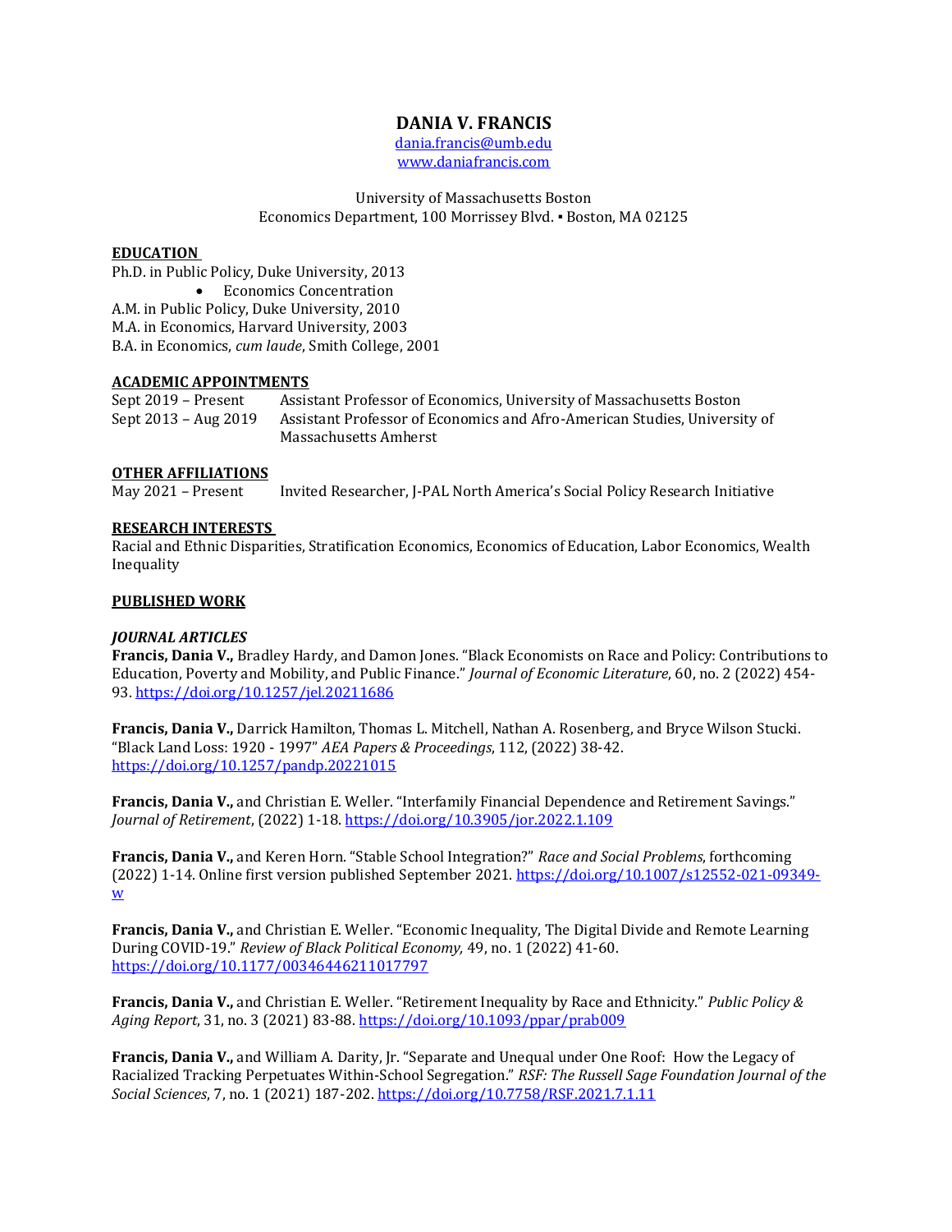# DANIA V. FRANCIS

dania.francis@umb.edu
www.daniafrancis.com

University of Massachusetts Boston
Economics Department, 100 Morrissey Blvd. ▪ Boston, MA 02125

## EDUCATION

Ph.D. in Public Policy, Duke University, 2013

- Economics Concentration

A.M. in Public Policy, Duke University, 2010
M.A. in Economics, Harvard University, 2003
B.A. in Economics, *cum laude*, Smith College, 2001

## ACADEMIC APPOINTMENTS

Sept 2019 – Present — Assistant Professor of Economics, University of Massachusetts Boston
Sept 2013 – Aug 2019 — Assistant Professor of Economics and Afro-American Studies, University of Massachusetts Amherst

## OTHER AFFILIATIONS

May 2021 – Present — Invited Researcher, J-PAL North America's Social Policy Research Initiative

## RESEARCH INTERESTS

Racial and Ethnic Disparities, Stratification Economics, Economics of Education, Labor Economics, Wealth Inequality

## PUBLISHED WORK

### *JOURNAL ARTICLES*

**Francis, Dania V.,** Bradley Hardy, and Damon Jones. "Black Economists on Race and Policy: Contributions to Education, Poverty and Mobility, and Public Finance." *Journal of Economic Literature*, 60, no. 2 (2022) 454-93. https://doi.org/10.1257/jel.20211686

**Francis, Dania V.,** Darrick Hamilton, Thomas L. Mitchell, Nathan A. Rosenberg, and Bryce Wilson Stucki. "Black Land Loss: 1920 - 1997" *AEA Papers & Proceedings*, 112, (2022) 38-42. https://doi.org/10.1257/pandp.20221015

**Francis, Dania V.,** and Christian E. Weller. "Interfamily Financial Dependence and Retirement Savings." *Journal of Retirement*, (2022) 1-18. https://doi.org/10.3905/jor.2022.1.109

**Francis, Dania V.,** and Keren Horn. "Stable School Integration?" *Race and Social Problems*, forthcoming (2022) 1-14. Online first version published September 2021. https://doi.org/10.1007/s12552-021-09349-w

**Francis, Dania V.,** and Christian E. Weller. "Economic Inequality, The Digital Divide and Remote Learning During COVID-19." *Review of Black Political Economy,* 49, no. 1 (2022) 41-60. https://doi.org/10.1177/00346446211017797

**Francis, Dania V.,** and Christian E. Weller. "Retirement Inequality by Race and Ethnicity." *Public Policy & Aging Report*, 31, no. 3 (2021) 83-88. https://doi.org/10.1093/ppar/prab009

**Francis, Dania V.,** and William A. Darity, Jr. "Separate and Unequal under One Roof: How the Legacy of Racialized Tracking Perpetuates Within-School Segregation." *RSF: The Russell Sage Foundation Journal of the Social Sciences*, 7, no. 1 (2021) 187-202. https://doi.org/10.7758/RSF.2021.7.1.11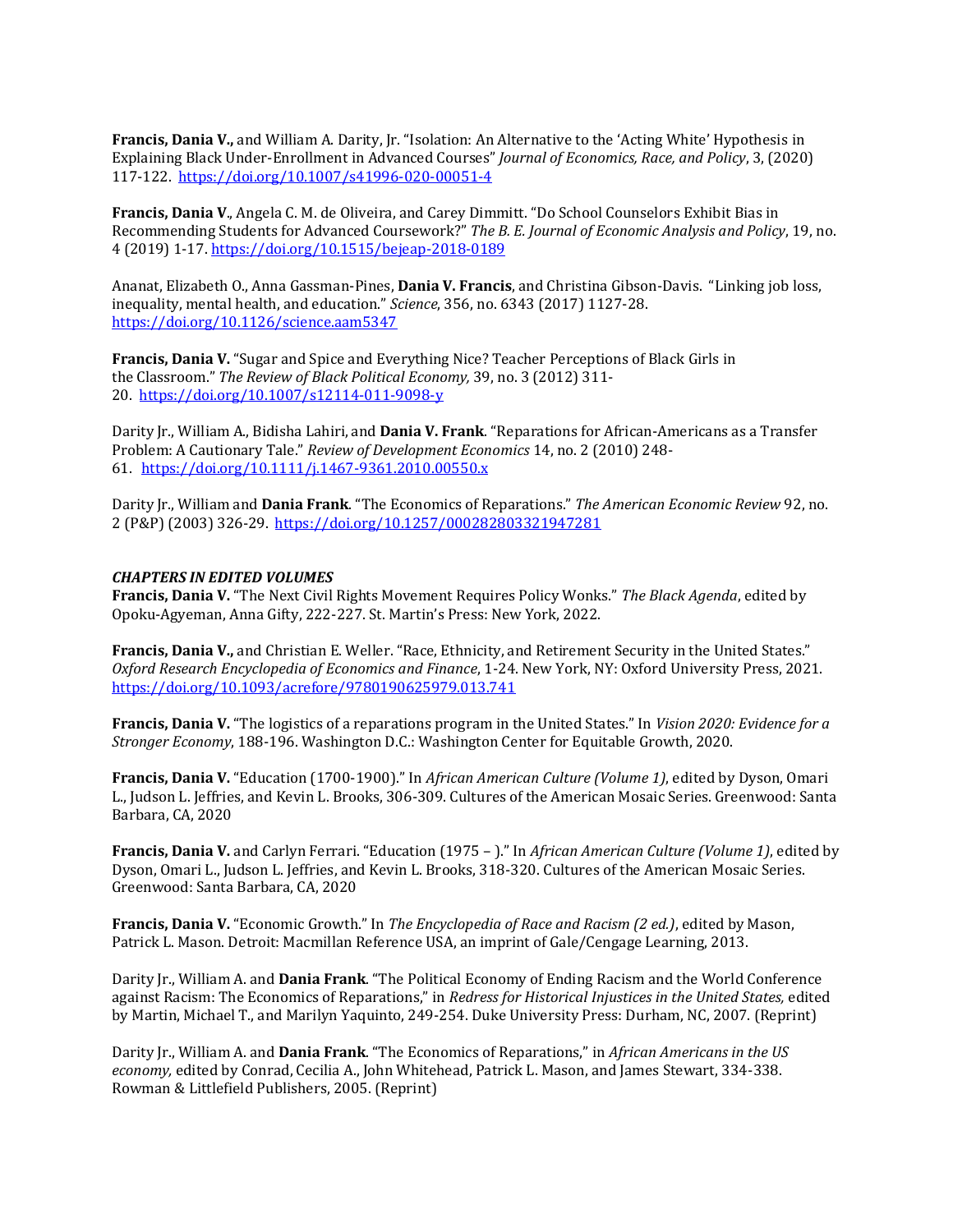**Francis, Dania V.,** and William A. Darity, Jr. "Isolation: An Alternative to the 'Acting White' Hypothesis in Explaining Black Under-Enrollment in Advanced Courses" *Journal of Economics, Race, and Policy*, 3, (2020) 117-122. https://doi.org/10.1007/s41996-020-00051-4

**Francis, Dania V**., Angela C. M. de Oliveira, and Carey Dimmitt. "Do School Counselors Exhibit Bias in Recommending Students for Advanced Coursework?" *The B. E. Journal of Economic Analysis and Policy*, 19, no. 4 (2019) 1-17. https://doi.org/10.1515/bejeap-2018-0189

Ananat, Elizabeth O., Anna Gassman-Pines, **Dania V. Francis**, and Christina Gibson-Davis. "Linking job loss, inequality, mental health, and education." *Science*, 356, no. 6343 (2017) 1127-28. https://doi.org/10.1126/science.aam5347

**Francis, Dania V.** "Sugar and Spice and Everything Nice? Teacher Perceptions of Black Girls in the Classroom." *The Review of Black Political Economy,* 39, no. 3 (2012) 311-20. https://doi.org/10.1007/s12114-011-9098-y

Darity Jr., William A., Bidisha Lahiri, and **Dania V. Frank**. "Reparations for African-Americans as a Transfer Problem: A Cautionary Tale." *Review of Development Economics* 14, no. 2 (2010) 248-61. https://doi.org/10.1111/j.1467-9361.2010.00550.x

Darity Jr., William and **Dania Frank**. "The Economics of Reparations." *The American Economic Review* 92, no. 2 (P&P) (2003) 326-29. https://doi.org/10.1257/000282803321947281

***CHAPTERS IN EDITED VOLUMES***

**Francis, Dania V.** "The Next Civil Rights Movement Requires Policy Wonks." *The Black Agenda*, edited by Opoku-Agyeman, Anna Gifty, 222-227. St. Martin's Press: New York, 2022.

**Francis, Dania V.,** and Christian E. Weller. "Race, Ethnicity, and Retirement Security in the United States." *Oxford Research Encyclopedia of Economics and Finance*, 1-24. New York, NY: Oxford University Press, 2021. https://doi.org/10.1093/acrefore/9780190625979.013.741

**Francis, Dania V.** "The logistics of a reparations program in the United States." In *Vision 2020: Evidence for a Stronger Economy*, 188-196. Washington D.C.: Washington Center for Equitable Growth, 2020.

**Francis, Dania V.** "Education (1700-1900)." In *African American Culture (Volume 1)*, edited by Dyson, Omari L., Judson L. Jeffries, and Kevin L. Brooks, 306-309. Cultures of the American Mosaic Series. Greenwood: Santa Barbara, CA, 2020

**Francis, Dania V.** and Carlyn Ferrari. "Education (1975 – )." In *African American Culture (Volume 1)*, edited by Dyson, Omari L., Judson L. Jeffries, and Kevin L. Brooks, 318-320. Cultures of the American Mosaic Series. Greenwood: Santa Barbara, CA, 2020

**Francis, Dania V.** "Economic Growth." In *The Encyclopedia of Race and Racism (2 ed.)*, edited by Mason, Patrick L. Mason. Detroit: Macmillan Reference USA, an imprint of Gale/Cengage Learning, 2013.

Darity Jr., William A. and **Dania Frank**. "The Political Economy of Ending Racism and the World Conference against Racism: The Economics of Reparations," in *Redress for Historical Injustices in the United States,* edited by Martin, Michael T., and Marilyn Yaquinto, 249-254. Duke University Press: Durham, NC, 2007. (Reprint)

Darity Jr., William A. and **Dania Frank**. "The Economics of Reparations," in *African Americans in the US economy,* edited by Conrad, Cecilia A., John Whitehead, Patrick L. Mason, and James Stewart, 334-338. Rowman & Littlefield Publishers, 2005. (Reprint)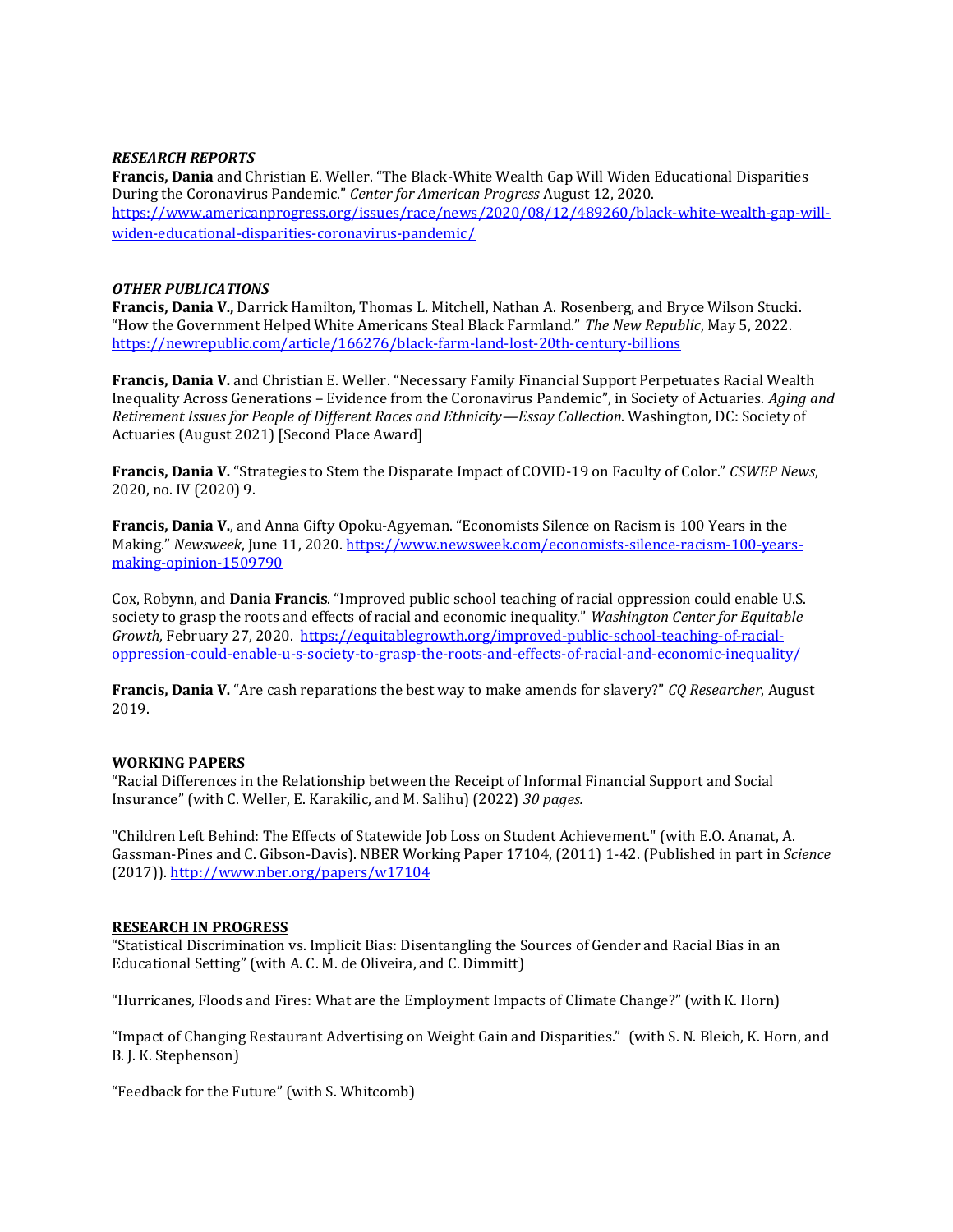***RESEARCH REPORTS***

**Francis, Dania** and Christian E. Weller. "The Black-White Wealth Gap Will Widen Educational Disparities During the Coronavirus Pandemic." *Center for American Progress* August 12, 2020. https://www.americanprogress.org/issues/race/news/2020/08/12/489260/black-white-wealth-gap-will-widen-educational-disparities-coronavirus-pandemic/

***OTHER PUBLICATIONS***

**Francis, Dania V.,** Darrick Hamilton, Thomas L. Mitchell, Nathan A. Rosenberg, and Bryce Wilson Stucki. "How the Government Helped White Americans Steal Black Farmland." *The New Republic*, May 5, 2022. https://newrepublic.com/article/166276/black-farm-land-lost-20th-century-billions

**Francis, Dania V.** and Christian E. Weller. "Necessary Family Financial Support Perpetuates Racial Wealth Inequality Across Generations – Evidence from the Coronavirus Pandemic", in Society of Actuaries. *Aging and Retirement Issues for People of Different Races and Ethnicity—Essay Collection*. Washington, DC: Society of Actuaries (August 2021) [Second Place Award]

**Francis, Dania V.** "Strategies to Stem the Disparate Impact of COVID-19 on Faculty of Color." *CSWEP News*, 2020, no. IV (2020) 9.

**Francis, Dania V.**, and Anna Gifty Opoku-Agyeman. "Economists Silence on Racism is 100 Years in the Making." *Newsweek*, June 11, 2020. https://www.newsweek.com/economists-silence-racism-100-years-making-opinion-1509790

Cox, Robynn, and **Dania Francis**. "Improved public school teaching of racial oppression could enable U.S. society to grasp the roots and effects of racial and economic inequality." *Washington Center for Equitable Growth*, February 27, 2020. https://equitablegrowth.org/improved-public-school-teaching-of-racial-oppression-could-enable-u-s-society-to-grasp-the-roots-and-effects-of-racial-and-economic-inequality/

**Francis, Dania V.** "Are cash reparations the best way to make amends for slavery?" *CQ Researcher*, August 2019.

**WORKING PAPERS**

"Racial Differences in the Relationship between the Receipt of Informal Financial Support and Social Insurance" (with C. Weller, E. Karakilic, and M. Salihu) (2022) *30 pages.*

"Children Left Behind: The Effects of Statewide Job Loss on Student Achievement." (with E.O. Ananat, A. Gassman-Pines and C. Gibson-Davis). NBER Working Paper 17104, (2011) 1-42. (Published in part in *Science* (2017)). http://www.nber.org/papers/w17104

**RESEARCH IN PROGRESS**

"Statistical Discrimination vs. Implicit Bias: Disentangling the Sources of Gender and Racial Bias in an Educational Setting" (with A. C. M. de Oliveira, and C. Dimmitt)

"Hurricanes, Floods and Fires: What are the Employment Impacts of Climate Change?" (with K. Horn)

"Impact of Changing Restaurant Advertising on Weight Gain and Disparities." (with S. N. Bleich, K. Horn, and B. J. K. Stephenson)

"Feedback for the Future" (with S. Whitcomb)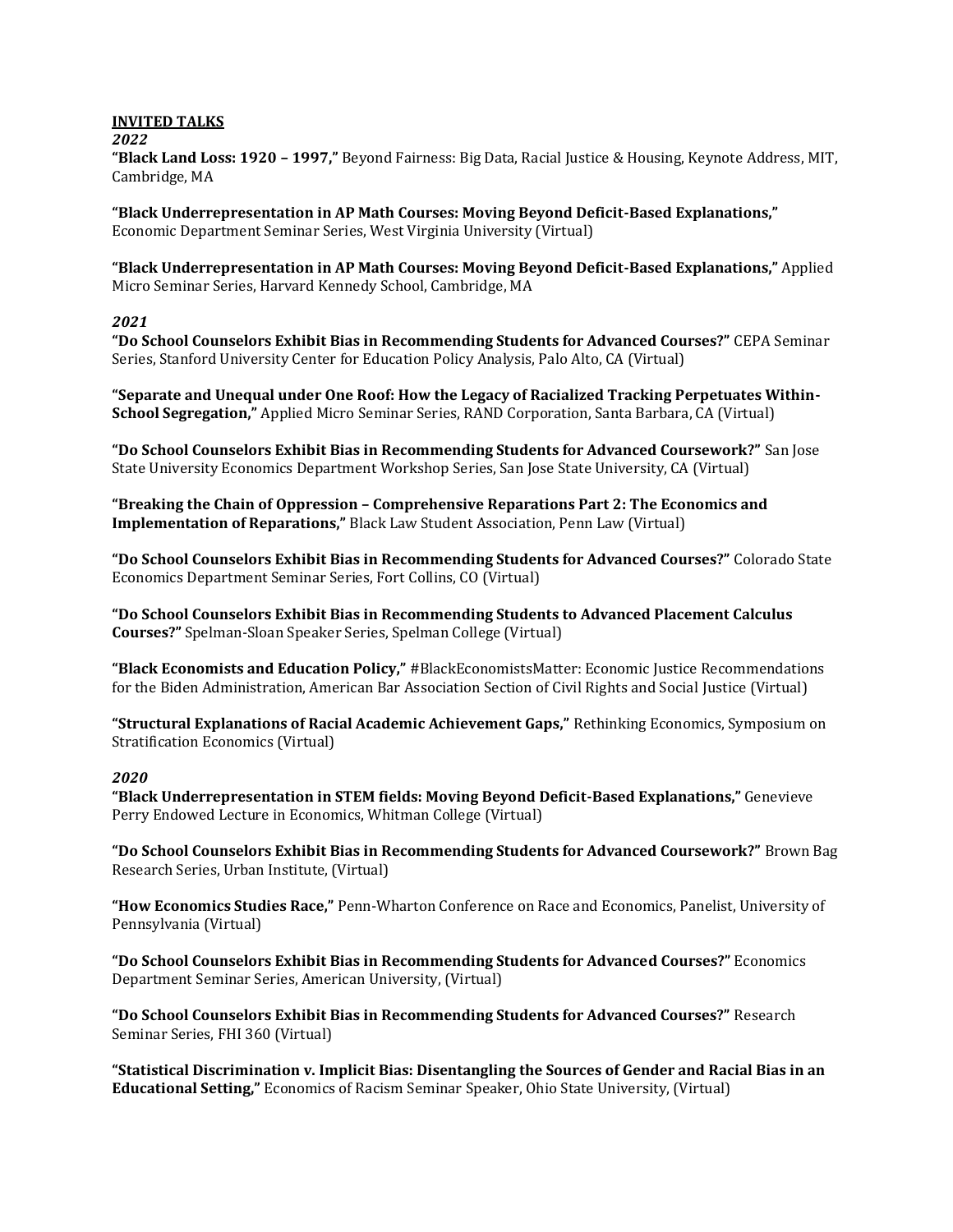## INVITED TALKS

### *2022*

**"Black Land Loss: 1920 – 1997,"** Beyond Fairness: Big Data, Racial Justice & Housing, Keynote Address, MIT, Cambridge, MA

**"Black Underrepresentation in AP Math Courses: Moving Beyond Deficit-Based Explanations,"** Economic Department Seminar Series, West Virginia University (Virtual)

**"Black Underrepresentation in AP Math Courses: Moving Beyond Deficit-Based Explanations,"** Applied Micro Seminar Series, Harvard Kennedy School, Cambridge, MA

### *2021*

**"Do School Counselors Exhibit Bias in Recommending Students for Advanced Courses?"** CEPA Seminar Series, Stanford University Center for Education Policy Analysis, Palo Alto, CA (Virtual)

**"Separate and Unequal under One Roof: How the Legacy of Racialized Tracking Perpetuates Within-School Segregation,"** Applied Micro Seminar Series, RAND Corporation, Santa Barbara, CA (Virtual)

**"Do School Counselors Exhibit Bias in Recommending Students for Advanced Coursework?"** San Jose State University Economics Department Workshop Series, San Jose State University, CA (Virtual)

**"Breaking the Chain of Oppression – Comprehensive Reparations Part 2: The Economics and Implementation of Reparations,"** Black Law Student Association, Penn Law (Virtual)

**"Do School Counselors Exhibit Bias in Recommending Students for Advanced Courses?"** Colorado State Economics Department Seminar Series, Fort Collins, CO (Virtual)

**"Do School Counselors Exhibit Bias in Recommending Students to Advanced Placement Calculus Courses?"** Spelman-Sloan Speaker Series, Spelman College (Virtual)

**"Black Economists and Education Policy,"** #BlackEconomistsMatter: Economic Justice Recommendations for the Biden Administration, American Bar Association Section of Civil Rights and Social Justice (Virtual)

**"Structural Explanations of Racial Academic Achievement Gaps,"** Rethinking Economics, Symposium on Stratification Economics (Virtual)

### *2020*

**"Black Underrepresentation in STEM fields: Moving Beyond Deficit-Based Explanations,"** Genevieve Perry Endowed Lecture in Economics, Whitman College (Virtual)

**"Do School Counselors Exhibit Bias in Recommending Students for Advanced Coursework?"** Brown Bag Research Series, Urban Institute, (Virtual)

**"How Economics Studies Race,"** Penn-Wharton Conference on Race and Economics, Panelist, University of Pennsylvania (Virtual)

**"Do School Counselors Exhibit Bias in Recommending Students for Advanced Courses?"** Economics Department Seminar Series, American University, (Virtual)

**"Do School Counselors Exhibit Bias in Recommending Students for Advanced Courses?"** Research Seminar Series, FHI 360 (Virtual)

**"Statistical Discrimination v. Implicit Bias: Disentangling the Sources of Gender and Racial Bias in an Educational Setting,"** Economics of Racism Seminar Speaker, Ohio State University, (Virtual)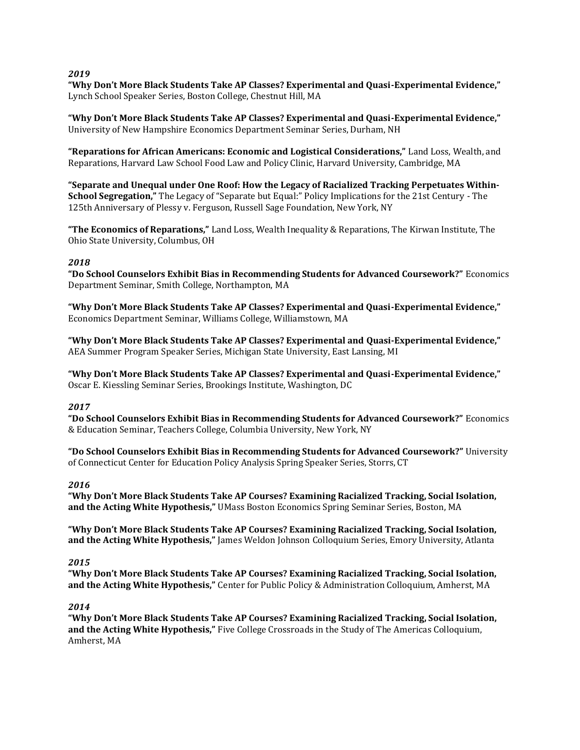*2019*

**"Why Don't More Black Students Take AP Classes? Experimental and Quasi-Experimental Evidence,"** Lynch School Speaker Series, Boston College, Chestnut Hill, MA

**"Why Don't More Black Students Take AP Classes? Experimental and Quasi-Experimental Evidence,"** University of New Hampshire Economics Department Seminar Series, Durham, NH

**"Reparations for African Americans: Economic and Logistical Considerations,"** Land Loss, Wealth, and Reparations, Harvard Law School Food Law and Policy Clinic, Harvard University, Cambridge, MA

**"Separate and Unequal under One Roof: How the Legacy of Racialized Tracking Perpetuates Within-School Segregation,"** The Legacy of "Separate but Equal:" Policy Implications for the 21st Century - The 125th Anniversary of Plessy v. Ferguson, Russell Sage Foundation, New York, NY

**"The Economics of Reparations,"** Land Loss, Wealth Inequality & Reparations, The Kirwan Institute, The Ohio State University, Columbus, OH

*2018*

**"Do School Counselors Exhibit Bias in Recommending Students for Advanced Coursework?"** Economics Department Seminar, Smith College, Northampton, MA

**"Why Don't More Black Students Take AP Classes? Experimental and Quasi-Experimental Evidence,"** Economics Department Seminar, Williams College, Williamstown, MA

**"Why Don't More Black Students Take AP Classes? Experimental and Quasi-Experimental Evidence,"** AEA Summer Program Speaker Series, Michigan State University, East Lansing, MI

**"Why Don't More Black Students Take AP Classes? Experimental and Quasi-Experimental Evidence,"** Oscar E. Kiessling Seminar Series, Brookings Institute, Washington, DC

*2017*

**"Do School Counselors Exhibit Bias in Recommending Students for Advanced Coursework?"** Economics & Education Seminar, Teachers College, Columbia University, New York, NY

**"Do School Counselors Exhibit Bias in Recommending Students for Advanced Coursework?"** University of Connecticut Center for Education Policy Analysis Spring Speaker Series, Storrs, CT

*2016*

**"Why Don't More Black Students Take AP Courses? Examining Racialized Tracking, Social Isolation, and the Acting White Hypothesis,"** UMass Boston Economics Spring Seminar Series, Boston, MA

**"Why Don't More Black Students Take AP Courses? Examining Racialized Tracking, Social Isolation, and the Acting White Hypothesis,"** James Weldon Johnson Colloquium Series, Emory University, Atlanta

*2015*

**"Why Don't More Black Students Take AP Courses? Examining Racialized Tracking, Social Isolation, and the Acting White Hypothesis,"** Center for Public Policy & Administration Colloquium, Amherst, MA

*2014*

**"Why Don't More Black Students Take AP Courses? Examining Racialized Tracking, Social Isolation, and the Acting White Hypothesis,"** Five College Crossroads in the Study of The Americas Colloquium, Amherst, MA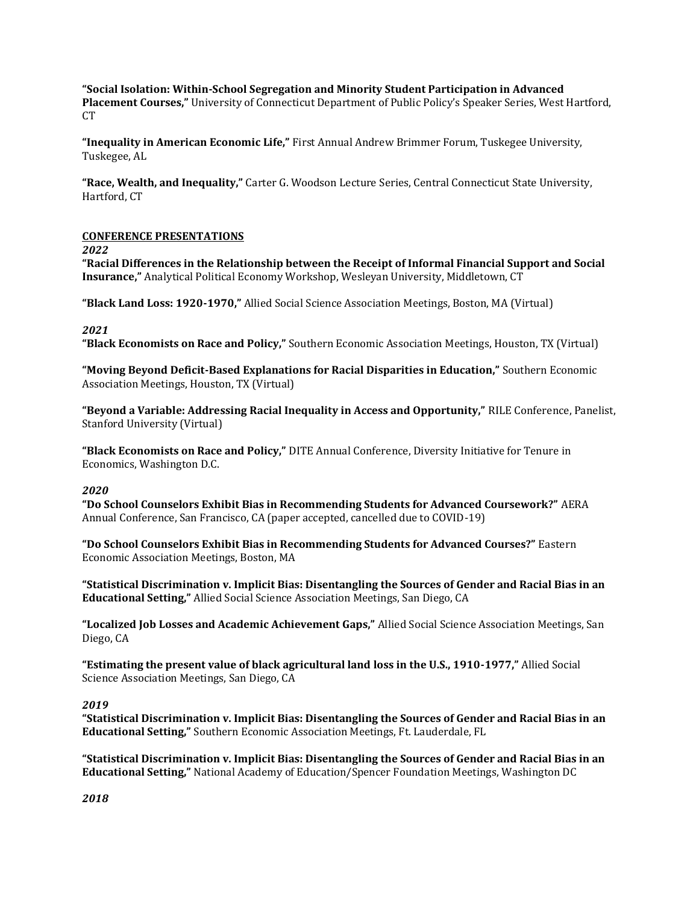**"Social Isolation: Within-School Segregation and Minority Student Participation in Advanced Placement Courses,"** University of Connecticut Department of Public Policy's Speaker Series, West Hartford, CT

**"Inequality in American Economic Life,"** First Annual Andrew Brimmer Forum, Tuskegee University, Tuskegee, AL

**"Race, Wealth, and Inequality,"** Carter G. Woodson Lecture Series, Central Connecticut State University, Hartford, CT

## CONFERENCE PRESENTATIONS

***2022***

**"Racial Differences in the Relationship between the Receipt of Informal Financial Support and Social Insurance,"** Analytical Political Economy Workshop, Wesleyan University, Middletown, CT

**"Black Land Loss: 1920-1970,"** Allied Social Science Association Meetings, Boston, MA (Virtual)

***2021***

**"Black Economists on Race and Policy,"** Southern Economic Association Meetings, Houston, TX (Virtual)

**"Moving Beyond Deficit-Based Explanations for Racial Disparities in Education,"** Southern Economic Association Meetings, Houston, TX (Virtual)

**"Beyond a Variable: Addressing Racial Inequality in Access and Opportunity,"** RILE Conference, Panelist, Stanford University (Virtual)

**"Black Economists on Race and Policy,"** DITE Annual Conference, Diversity Initiative for Tenure in Economics, Washington D.C.

***2020***

**"Do School Counselors Exhibit Bias in Recommending Students for Advanced Coursework?"** AERA Annual Conference, San Francisco, CA (paper accepted, cancelled due to COVID-19)

**"Do School Counselors Exhibit Bias in Recommending Students for Advanced Courses?"** Eastern Economic Association Meetings, Boston, MA

**"Statistical Discrimination v. Implicit Bias: Disentangling the Sources of Gender and Racial Bias in an Educational Setting,"** Allied Social Science Association Meetings, San Diego, CA

**"Localized Job Losses and Academic Achievement Gaps,"** Allied Social Science Association Meetings, San Diego, CA

**"Estimating the present value of black agricultural land loss in the U.S., 1910-1977,"** Allied Social Science Association Meetings, San Diego, CA

***2019***

**"Statistical Discrimination v. Implicit Bias: Disentangling the Sources of Gender and Racial Bias in an Educational Setting,"** Southern Economic Association Meetings, Ft. Lauderdale, FL

**"Statistical Discrimination v. Implicit Bias: Disentangling the Sources of Gender and Racial Bias in an Educational Setting,"** National Academy of Education/Spencer Foundation Meetings, Washington DC

***2018***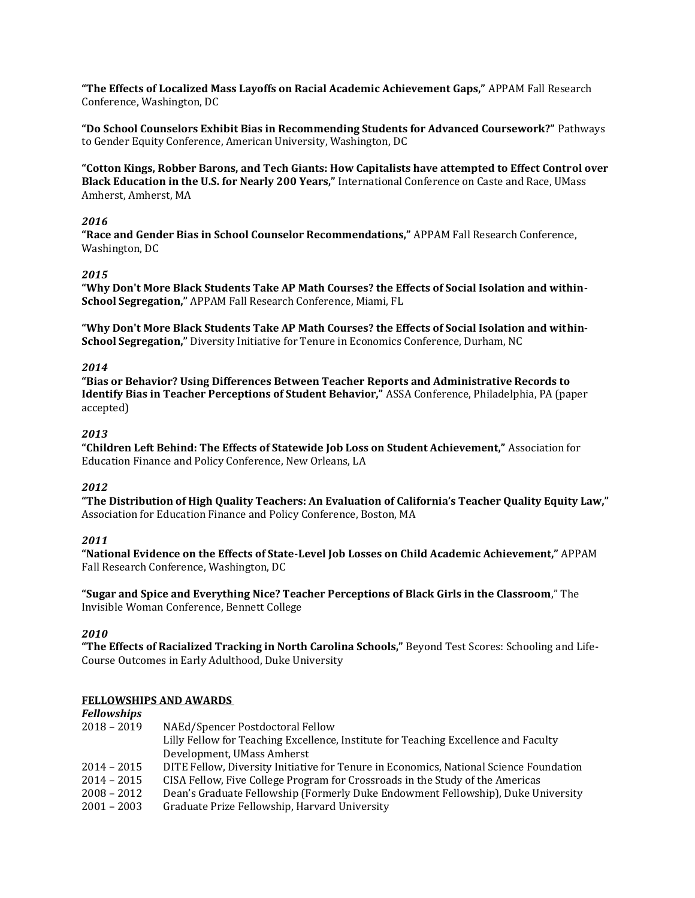**"The Effects of Localized Mass Layoffs on Racial Academic Achievement Gaps,"** APPAM Fall Research Conference, Washington, DC

**"Do School Counselors Exhibit Bias in Recommending Students for Advanced Coursework?"** Pathways to Gender Equity Conference, American University, Washington, DC

**"Cotton Kings, Robber Barons, and Tech Giants: How Capitalists have attempted to Effect Control over Black Education in the U.S. for Nearly 200 Years,"** International Conference on Caste and Race, UMass Amherst, Amherst, MA

*2016*

**"Race and Gender Bias in School Counselor Recommendations,"** APPAM Fall Research Conference, Washington, DC

*2015*

**"Why Don't More Black Students Take AP Math Courses? the Effects of Social Isolation and within-School Segregation,"** APPAM Fall Research Conference, Miami, FL

**"Why Don't More Black Students Take AP Math Courses? the Effects of Social Isolation and within-School Segregation,"** Diversity Initiative for Tenure in Economics Conference, Durham, NC

*2014*

**"Bias or Behavior? Using Differences Between Teacher Reports and Administrative Records to Identify Bias in Teacher Perceptions of Student Behavior,"** ASSA Conference, Philadelphia, PA (paper accepted)

*2013*

**"Children Left Behind: The Effects of Statewide Job Loss on Student Achievement,"** Association for Education Finance and Policy Conference, New Orleans, LA

*2012*

**"The Distribution of High Quality Teachers: An Evaluation of California's Teacher Quality Equity Law,"** Association for Education Finance and Policy Conference, Boston, MA

*2011*

**"National Evidence on the Effects of State-Level Job Losses on Child Academic Achievement,"** APPAM Fall Research Conference, Washington, DC

**"Sugar and Spice and Everything Nice? Teacher Perceptions of Black Girls in the Classroom**," The Invisible Woman Conference, Bennett College

*2010*

**"The Effects of Racialized Tracking in North Carolina Schools,"** Beyond Test Scores: Schooling and Life-Course Outcomes in Early Adulthood, Duke University

## FELLOWSHIPS AND AWARDS

***Fellowships***

| | |
|---|---|
| 2018 – 2019 | NAEd/Spencer Postdoctoral Fellow |
| | Lilly Fellow for Teaching Excellence, Institute for Teaching Excellence and Faculty Development, UMass Amherst |
| 2014 – 2015 | DITE Fellow, Diversity Initiative for Tenure in Economics, National Science Foundation |
| 2014 – 2015 | CISA Fellow, Five College Program for Crossroads in the Study of the Americas |
| 2008 – 2012 | Dean's Graduate Fellowship (Formerly Duke Endowment Fellowship), Duke University |
| 2001 – 2003 | Graduate Prize Fellowship, Harvard University |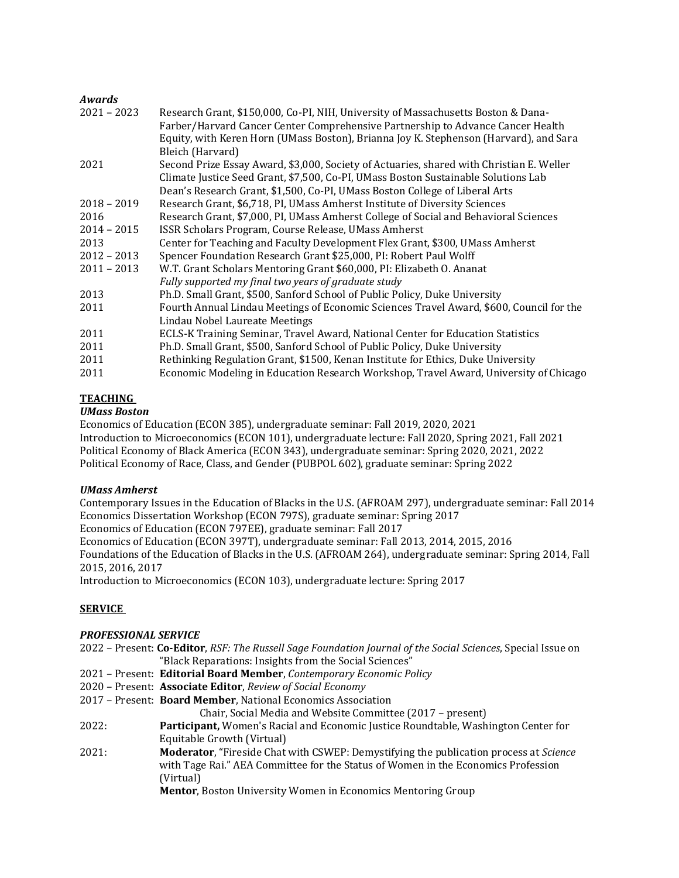### *Awards*

| | |
|---|---|
| 2021 – 2023 | Research Grant, $150,000, Co-PI, NIH, University of Massachusetts Boston & Dana-Farber/Harvard Cancer Center Comprehensive Partnership to Advance Cancer Health Equity, with Keren Horn (UMass Boston), Brianna Joy K. Stephenson (Harvard), and Sara Bleich (Harvard) |
| 2021 | Second Prize Essay Award, $3,000, Society of Actuaries, shared with Christian E. Weller |
| | Climate Justice Seed Grant, $7,500, Co-PI, UMass Boston Sustainable Solutions Lab |
| | Dean's Research Grant, $1,500, Co-PI, UMass Boston College of Liberal Arts |
| 2018 – 2019 | Research Grant, $6,718, PI, UMass Amherst Institute of Diversity Sciences |
| 2016 | Research Grant, $7,000, PI, UMass Amherst College of Social and Behavioral Sciences |
| 2014 – 2015 | ISSR Scholars Program, Course Release, UMass Amherst |
| 2013 | Center for Teaching and Faculty Development Flex Grant, $300, UMass Amherst |
| 2012 – 2013 | Spencer Foundation Research Grant $25,000, PI: Robert Paul Wolff |
| 2011 – 2013 | W.T. Grant Scholars Mentoring Grant $60,000, PI: Elizabeth O. Ananat *Fully supported my final two years of graduate study* |
| 2013 | Ph.D. Small Grant, $500, Sanford School of Public Policy, Duke University |
| 2011 | Fourth Annual Lindau Meetings of Economic Sciences Travel Award, $600, Council for the Lindau Nobel Laureate Meetings |
| 2011 | ECLS-K Training Seminar, Travel Award, National Center for Education Statistics |
| 2011 | Ph.D. Small Grant, $500, Sanford School of Public Policy, Duke University |
| 2011 | Rethinking Regulation Grant, $1500, Kenan Institute for Ethics, Duke University |
| 2011 | Economic Modeling in Education Research Workshop, Travel Award, University of Chicago |

## TEACHING

### *UMass Boston*

Economics of Education (ECON 385), undergraduate seminar: Fall 2019, 2020, 2021
Introduction to Microeconomics (ECON 101), undergraduate lecture: Fall 2020, Spring 2021, Fall 2021
Political Economy of Black America (ECON 343), undergraduate seminar: Spring 2020, 2021, 2022
Political Economy of Race, Class, and Gender (PUBPOL 602), graduate seminar: Spring 2022

### *UMass Amherst*

Contemporary Issues in the Education of Blacks in the U.S. (AFROAM 297), undergraduate seminar: Fall 2014
Economics Dissertation Workshop (ECON 797S), graduate seminar: Spring 2017
Economics of Education (ECON 797EE), graduate seminar: Fall 2017
Economics of Education (ECON 397T), undergraduate seminar: Fall 2013, 2014, 2015, 2016
Foundations of the Education of Blacks in the U.S. (AFROAM 264), undergraduate seminar: Spring 2014, Fall 2015, 2016, 2017
Introduction to Microeconomics (ECON 103), undergraduate lecture: Spring 2017

## SERVICE

### *PROFESSIONAL SERVICE*

2022 – Present: **Co-Editor**, *RSF: The Russell Sage Foundation Journal of the Social Sciences*, Special Issue on "Black Reparations: Insights from the Social Sciences"
2021 – Present: **Editorial Board Member**, *Contemporary Economic Policy*
2020 – Present: **Associate Editor**, *Review of Social Economy*
2017 – Present: **Board Member**, National Economics Association
Chair, Social Media and Website Committee (2017 – present)
2022: **Participant,** Women's Racial and Economic Justice Roundtable, Washington Center for Equitable Growth (Virtual)
2021: **Moderator**, "Fireside Chat with CSWEP: Demystifying the publication process at *Science* with Tage Rai." AEA Committee for the Status of Women in the Economics Profession (Virtual)
**Mentor**, Boston University Women in Economics Mentoring Group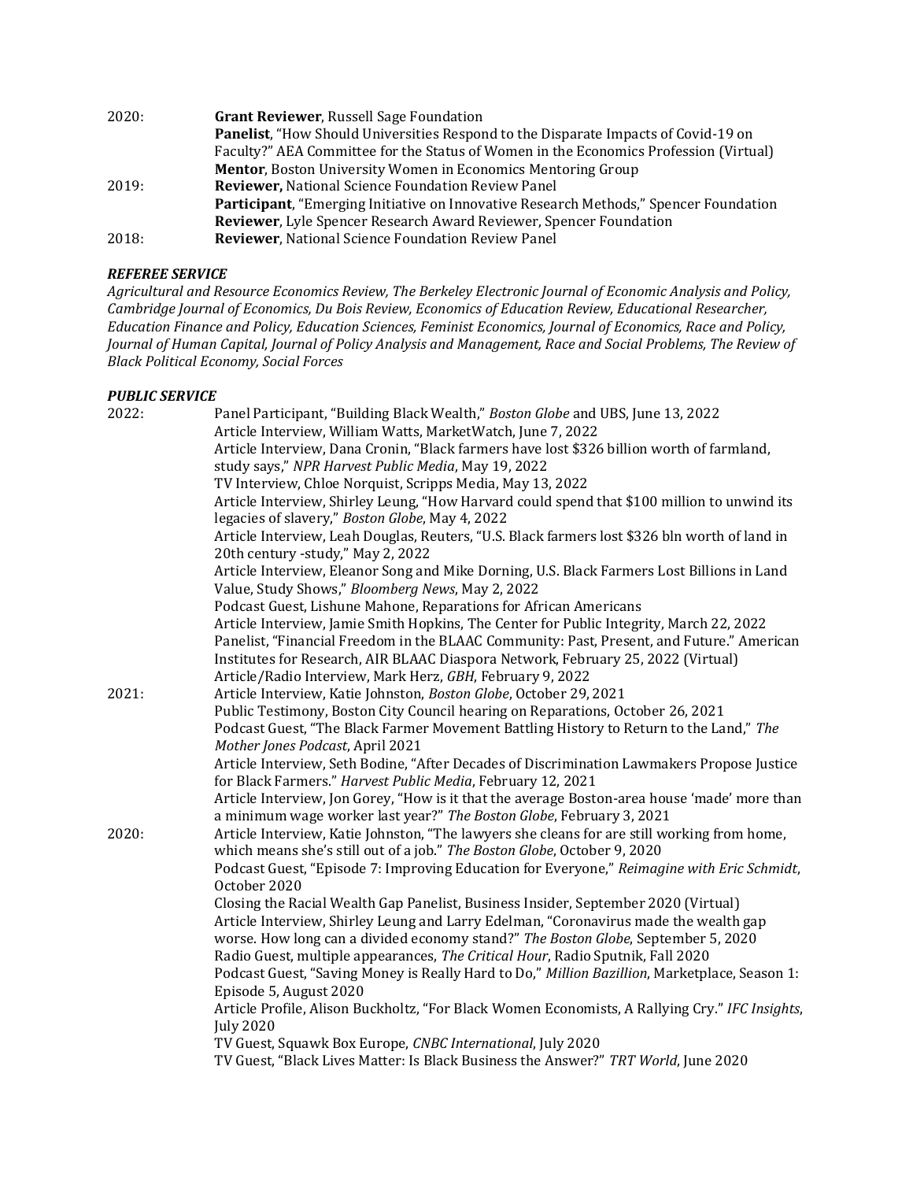2020: **Grant Reviewer**, Russell Sage Foundation
**Panelist**, "How Should Universities Respond to the Disparate Impacts of Covid-19 on Faculty?" AEA Committee for the Status of Women in the Economics Profession (Virtual)
**Mentor**, Boston University Women in Economics Mentoring Group

2019: **Reviewer,** National Science Foundation Review Panel
**Participant**, "Emerging Initiative on Innovative Research Methods," Spencer Foundation
**Reviewer**, Lyle Spencer Research Award Reviewer, Spencer Foundation

2018: **Reviewer**, National Science Foundation Review Panel

### *REFEREE SERVICE*

*Agricultural and Resource Economics Review, The Berkeley Electronic Journal of Economic Analysis and Policy, Cambridge Journal of Economics, Du Bois Review, Economics of Education Review, Educational Researcher, Education Finance and Policy, Education Sciences, Feminist Economics, Journal of Economics, Race and Policy, Journal of Human Capital, Journal of Policy Analysis and Management, Race and Social Problems, The Review of Black Political Economy, Social Forces*

### *PUBLIC SERVICE*

2022: Panel Participant, "Building Black Wealth," *Boston Globe* and UBS, June 13, 2022
Article Interview, William Watts, MarketWatch, June 7, 2022
Article Interview, Dana Cronin, "Black farmers have lost $326 billion worth of farmland, study says," *NPR Harvest Public Media*, May 19, 2022
TV Interview, Chloe Norquist, Scripps Media, May 13, 2022
Article Interview, Shirley Leung, "How Harvard could spend that $100 million to unwind its legacies of slavery," *Boston Globe*, May 4, 2022
Article Interview, Leah Douglas, Reuters, "U.S. Black farmers lost $326 bln worth of land in 20th century -study," May 2, 2022
Article Interview, Eleanor Song and Mike Dorning, U.S. Black Farmers Lost Billions in Land Value, Study Shows," *Bloomberg News*, May 2, 2022
Podcast Guest, Lishune Mahone, Reparations for African Americans
Article Interview, Jamie Smith Hopkins, The Center for Public Integrity, March 22, 2022
Panelist, "Financial Freedom in the BLAAC Community: Past, Present, and Future." American Institutes for Research, AIR BLAAC Diaspora Network, February 25, 2022 (Virtual)
Article/Radio Interview, Mark Herz, *GBH*, February 9, 2022

2021: Article Interview, Katie Johnston, *Boston Globe*, October 29, 2021
Public Testimony, Boston City Council hearing on Reparations, October 26, 2021
Podcast Guest, "The Black Farmer Movement Battling History to Return to the Land," *The Mother Jones Podcast*, April 2021
Article Interview, Seth Bodine, "After Decades of Discrimination Lawmakers Propose Justice for Black Farmers." *Harvest Public Media*, February 12, 2021
Article Interview, Jon Gorey, "How is it that the average Boston-area house 'made' more than a minimum wage worker last year?" *The Boston Globe*, February 3, 2021

2020: Article Interview, Katie Johnston, "The lawyers she cleans for are still working from home, which means she's still out of a job." *The Boston Globe*, October 9, 2020
Podcast Guest, "Episode 7: Improving Education for Everyone," *Reimagine with Eric Schmidt*, October 2020
Closing the Racial Wealth Gap Panelist, Business Insider, September 2020 (Virtual)
Article Interview, Shirley Leung and Larry Edelman, "Coronavirus made the wealth gap worse. How long can a divided economy stand?" *The Boston Globe*, September 5, 2020
Radio Guest, multiple appearances, *The Critical Hour*, Radio Sputnik, Fall 2020
Podcast Guest, "Saving Money is Really Hard to Do," *Million Bazillion*, Marketplace, Season 1: Episode 5, August 2020
Article Profile, Alison Buckholtz, "For Black Women Economists, A Rallying Cry." *IFC Insights*, July 2020
TV Guest, Squawk Box Europe, *CNBC International*, July 2020
TV Guest, "Black Lives Matter: Is Black Business the Answer?" *TRT World*, June 2020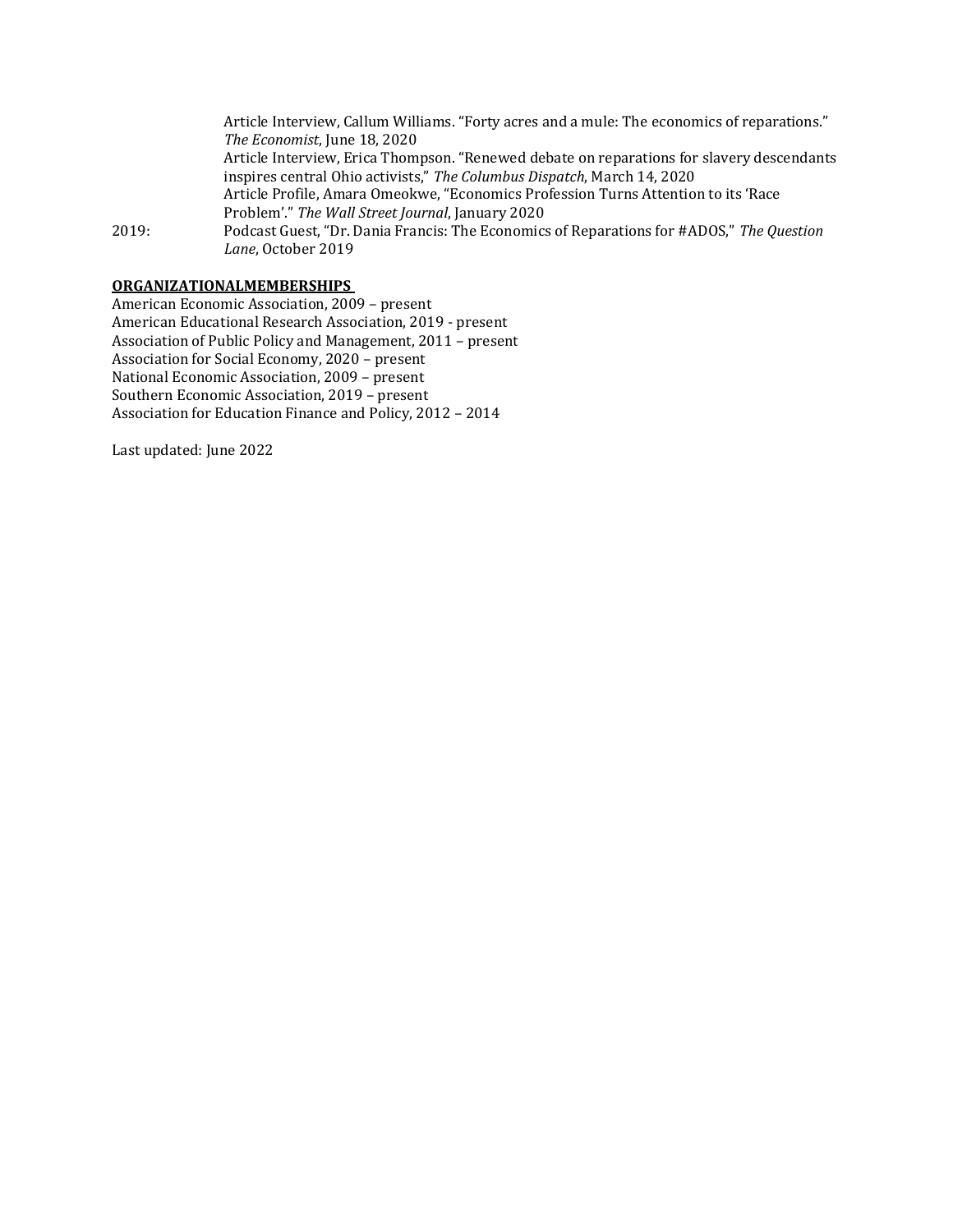Article Interview, Callum Williams. "Forty acres and a mule: The economics of reparations." *The Economist*, June 18, 2020

Article Interview, Erica Thompson. "Renewed debate on reparations for slavery descendants inspires central Ohio activists," *The Columbus Dispatch*, March 14, 2020

Article Profile, Amara Omeokwe, "Economics Profession Turns Attention to its 'Race Problem'." *The Wall Street Journal*, January 2020

2019: Podcast Guest, "Dr. Dania Francis: The Economics of Reparations for #ADOS," *The Question Lane*, October 2019

**ORGANIZATIONALMEMBERSHIPS**

American Economic Association, 2009 – present
American Educational Research Association, 2019 - present
Association of Public Policy and Management, 2011 – present
Association for Social Economy, 2020 – present
National Economic Association, 2009 – present
Southern Economic Association, 2019 – present
Association for Education Finance and Policy, 2012 – 2014

Last updated: June 2022